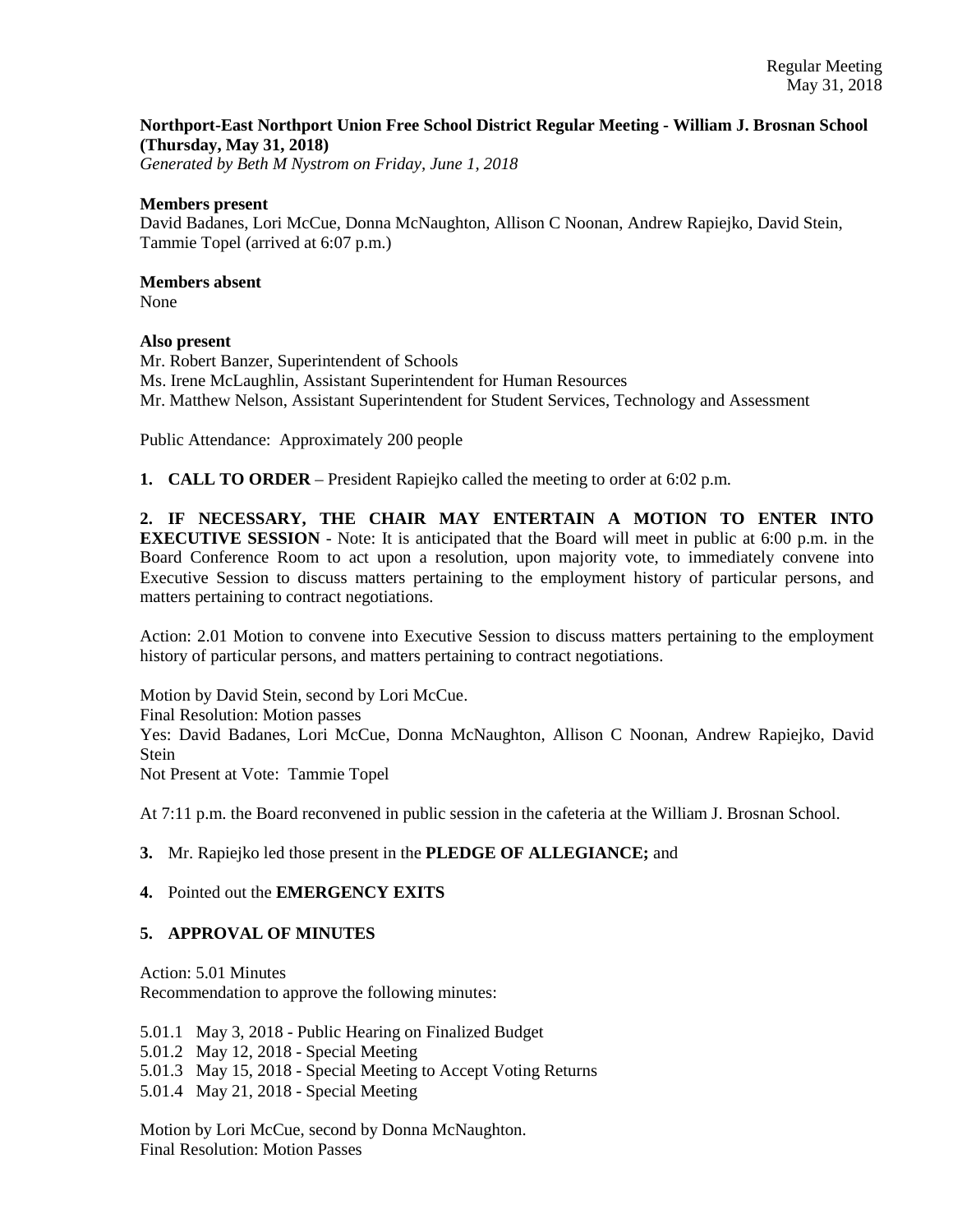**Northport-East Northport Union Free School District Regular Meeting - William J. Brosnan School (Thursday, May 31, 2018)**
*Generated by Beth M Nystrom on Friday, June 1, 2018*

**Members present**
David Badanes, Lori McCue, Donna McNaughton, Allison C Noonan, Andrew Rapiejko, David Stein, Tammie Topel (arrived at 6:07 p.m.)

**Members absent**
None

**Also present**
Mr. Robert Banzer, Superintendent of Schools
Ms. Irene McLaughlin, Assistant Superintendent for Human Resources
Mr. Matthew Nelson, Assistant Superintendent for Student Services, Technology and Assessment

Public Attendance: Approximately 200 people

**1. CALL TO ORDER** – President Rapiejko called the meeting to order at 6:02 p.m.

**2. IF NECESSARY, THE CHAIR MAY ENTERTAIN A MOTION TO ENTER INTO EXECUTIVE SESSION** - Note: It is anticipated that the Board will meet in public at 6:00 p.m. in the Board Conference Room to act upon a resolution, upon majority vote, to immediately convene into Executive Session to discuss matters pertaining to the employment history of particular persons, and matters pertaining to contract negotiations.

Action: 2.01 Motion to convene into Executive Session to discuss matters pertaining to the employment history of particular persons, and matters pertaining to contract negotiations.

Motion by David Stein, second by Lori McCue.
Final Resolution: Motion passes
Yes: David Badanes, Lori McCue, Donna McNaughton, Allison C Noonan, Andrew Rapiejko, David Stein
Not Present at Vote: Tammie Topel

At 7:11 p.m. the Board reconvened in public session in the cafeteria at the William J. Brosnan School.

**3.** Mr. Rapiejko led those present in the **PLEDGE OF ALLEGIANCE;** and

**4.** Pointed out the **EMERGENCY EXITS**

**5. APPROVAL OF MINUTES**

Action: 5.01 Minutes
Recommendation to approve the following minutes:

5.01.1 May 3, 2018 - Public Hearing on Finalized Budget
5.01.2 May 12, 2018 - Special Meeting
5.01.3 May 15, 2018 - Special Meeting to Accept Voting Returns
5.01.4 May 21, 2018 - Special Meeting

Motion by Lori McCue, second by Donna McNaughton.
Final Resolution: Motion Passes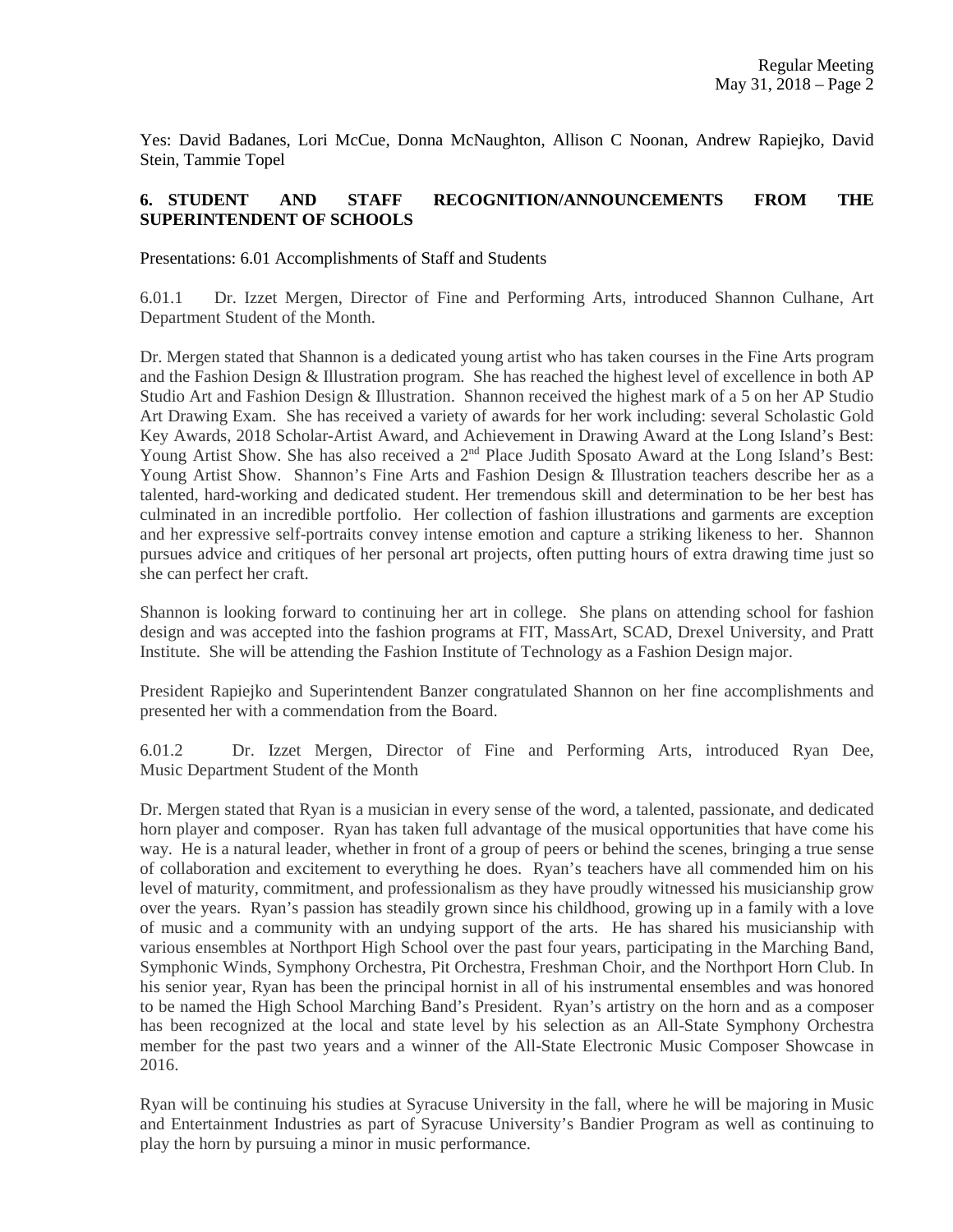Yes: David Badanes, Lori McCue, Donna McNaughton, Allison C Noonan, Andrew Rapiejko, David Stein, Tammie Topel

**6. STUDENT AND STAFF RECOGNITION/ANNOUNCEMENTS FROM THE SUPERINTENDENT OF SCHOOLS**

Presentations: 6.01 Accomplishments of Staff and Students

6.01.1 Dr. Izzet Mergen, Director of Fine and Performing Arts, introduced Shannon Culhane, Art Department Student of the Month.

Dr. Mergen stated that Shannon is a dedicated young artist who has taken courses in the Fine Arts program and the Fashion Design & Illustration program. She has reached the highest level of excellence in both AP Studio Art and Fashion Design & Illustration. Shannon received the highest mark of a 5 on her AP Studio Art Drawing Exam. She has received a variety of awards for her work including: several Scholastic Gold Key Awards, 2018 Scholar-Artist Award, and Achievement in Drawing Award at the Long Island's Best: Young Artist Show. She has also received a 2nd Place Judith Sposato Award at the Long Island's Best: Young Artist Show. Shannon's Fine Arts and Fashion Design & Illustration teachers describe her as a talented, hard-working and dedicated student. Her tremendous skill and determination to be her best has culminated in an incredible portfolio. Her collection of fashion illustrations and garments are exception and her expressive self-portraits convey intense emotion and capture a striking likeness to her. Shannon pursues advice and critiques of her personal art projects, often putting hours of extra drawing time just so she can perfect her craft.

Shannon is looking forward to continuing her art in college. She plans on attending school for fashion design and was accepted into the fashion programs at FIT, MassArt, SCAD, Drexel University, and Pratt Institute. She will be attending the Fashion Institute of Technology as a Fashion Design major.

President Rapiejko and Superintendent Banzer congratulated Shannon on her fine accomplishments and presented her with a commendation from the Board.

6.01.2 Dr. Izzet Mergen, Director of Fine and Performing Arts, introduced Ryan Dee, Music Department Student of the Month

Dr. Mergen stated that Ryan is a musician in every sense of the word, a talented, passionate, and dedicated horn player and composer. Ryan has taken full advantage of the musical opportunities that have come his way. He is a natural leader, whether in front of a group of peers or behind the scenes, bringing a true sense of collaboration and excitement to everything he does. Ryan's teachers have all commended him on his level of maturity, commitment, and professionalism as they have proudly witnessed his musicianship grow over the years. Ryan's passion has steadily grown since his childhood, growing up in a family with a love of music and a community with an undying support of the arts. He has shared his musicianship with various ensembles at Northport High School over the past four years, participating in the Marching Band, Symphonic Winds, Symphony Orchestra, Pit Orchestra, Freshman Choir, and the Northport Horn Club. In his senior year, Ryan has been the principal hornist in all of his instrumental ensembles and was honored to be named the High School Marching Band's President. Ryan's artistry on the horn and as a composer has been recognized at the local and state level by his selection as an All-State Symphony Orchestra member for the past two years and a winner of the All-State Electronic Music Composer Showcase in 2016.

Ryan will be continuing his studies at Syracuse University in the fall, where he will be majoring in Music and Entertainment Industries as part of Syracuse University's Bandier Program as well as continuing to play the horn by pursuing a minor in music performance.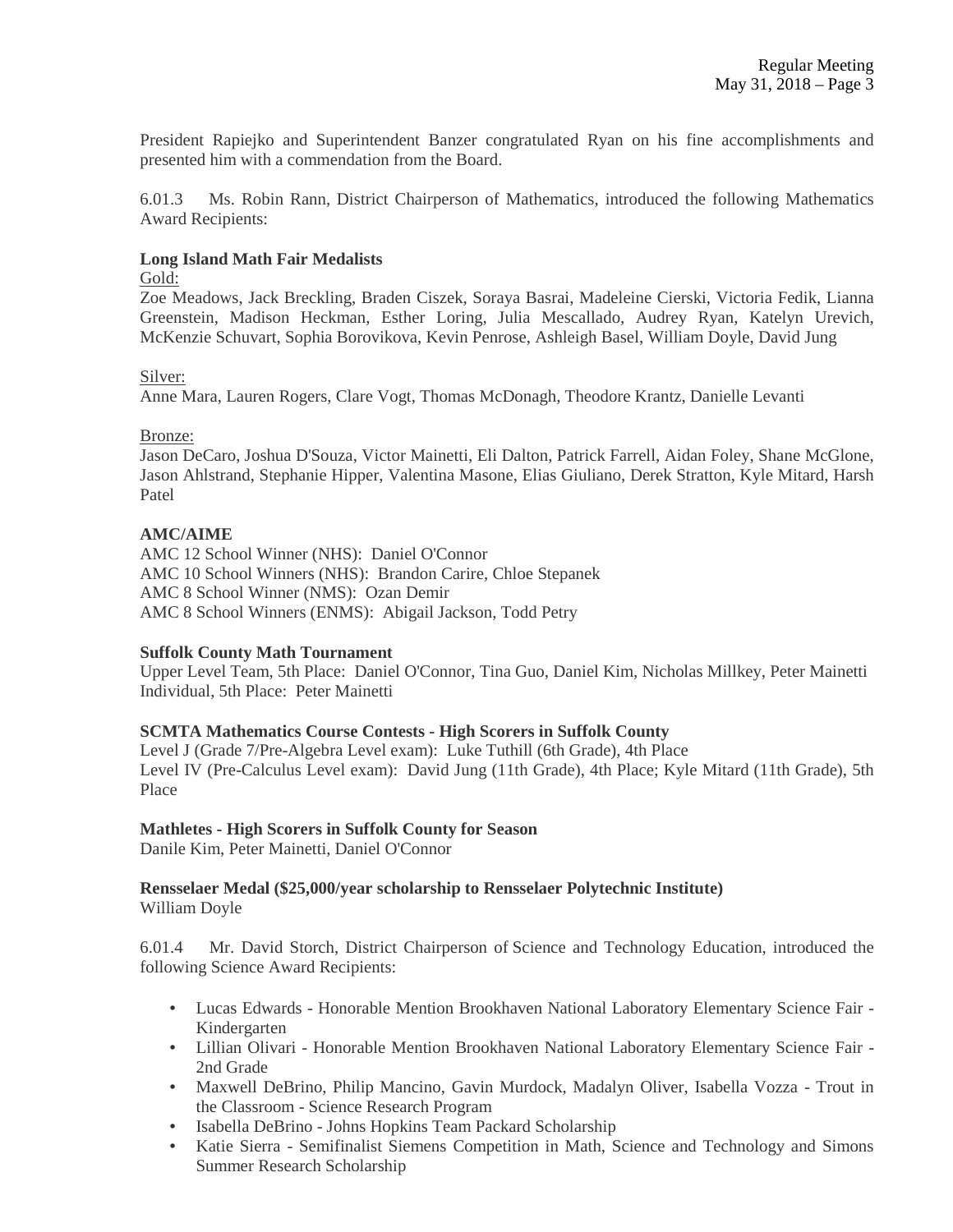President Rapiejko and Superintendent Banzer congratulated Ryan on his fine accomplishments and presented him with a commendation from the Board.

6.01.3 Ms. Robin Rann, District Chairperson of Mathematics, introduced the following Mathematics Award Recipients:

**Long Island Math Fair Medalists**

Gold:
Zoe Meadows, Jack Breckling, Braden Ciszek, Soraya Basrai, Madeleine Cierski, Victoria Fedik, Lianna Greenstein, Madison Heckman, Esther Loring, Julia Mescallado, Audrey Ryan, Katelyn Urevich, McKenzie Schuvart, Sophia Borovikova, Kevin Penrose, Ashleigh Basel, William Doyle, David Jung

Silver:
Anne Mara, Lauren Rogers, Clare Vogt, Thomas McDonagh, Theodore Krantz, Danielle Levanti

Bronze:
Jason DeCaro, Joshua D'Souza, Victor Mainetti, Eli Dalton, Patrick Farrell, Aidan Foley, Shane McGlone, Jason Ahlstrand, Stephanie Hipper, Valentina Masone, Elias Giuliano, Derek Stratton, Kyle Mitard, Harsh Patel

**AMC/AIME**

AMC 12 School Winner (NHS): Daniel O'Connor
AMC 10 School Winners (NHS): Brandon Carire, Chloe Stepanek
AMC 8 School Winner (NMS): Ozan Demir
AMC 8 School Winners (ENMS): Abigail Jackson, Todd Petry

**Suffolk County Math Tournament**

Upper Level Team, 5th Place: Daniel O'Connor, Tina Guo, Daniel Kim, Nicholas Millkey, Peter Mainetti
Individual, 5th Place: Peter Mainetti

**SCMTA Mathematics Course Contests - High Scorers in Suffolk County**

Level J (Grade 7/Pre-Algebra Level exam): Luke Tuthill (6th Grade), 4th Place
Level IV (Pre-Calculus Level exam): David Jung (11th Grade), 4th Place; Kyle Mitard (11th Grade), 5th Place

**Mathletes - High Scorers in Suffolk County for Season**

Danile Kim, Peter Mainetti, Daniel O'Connor

**Rensselaer Medal ($25,000/year scholarship to Rensselaer Polytechnic Institute)**

William Doyle

6.01.4 Mr. David Storch, District Chairperson of Science and Technology Education, introduced the following Science Award Recipients:

- Lucas Edwards - Honorable Mention Brookhaven National Laboratory Elementary Science Fair - Kindergarten
- Lillian Olivari - Honorable Mention Brookhaven National Laboratory Elementary Science Fair - 2nd Grade
- Maxwell DeBrino, Philip Mancino, Gavin Murdock, Madalyn Oliver, Isabella Vozza - Trout in the Classroom - Science Research Program
- Isabella DeBrino - Johns Hopkins Team Packard Scholarship
- Katie Sierra - Semifinalist Siemens Competition in Math, Science and Technology and Simons Summer Research Scholarship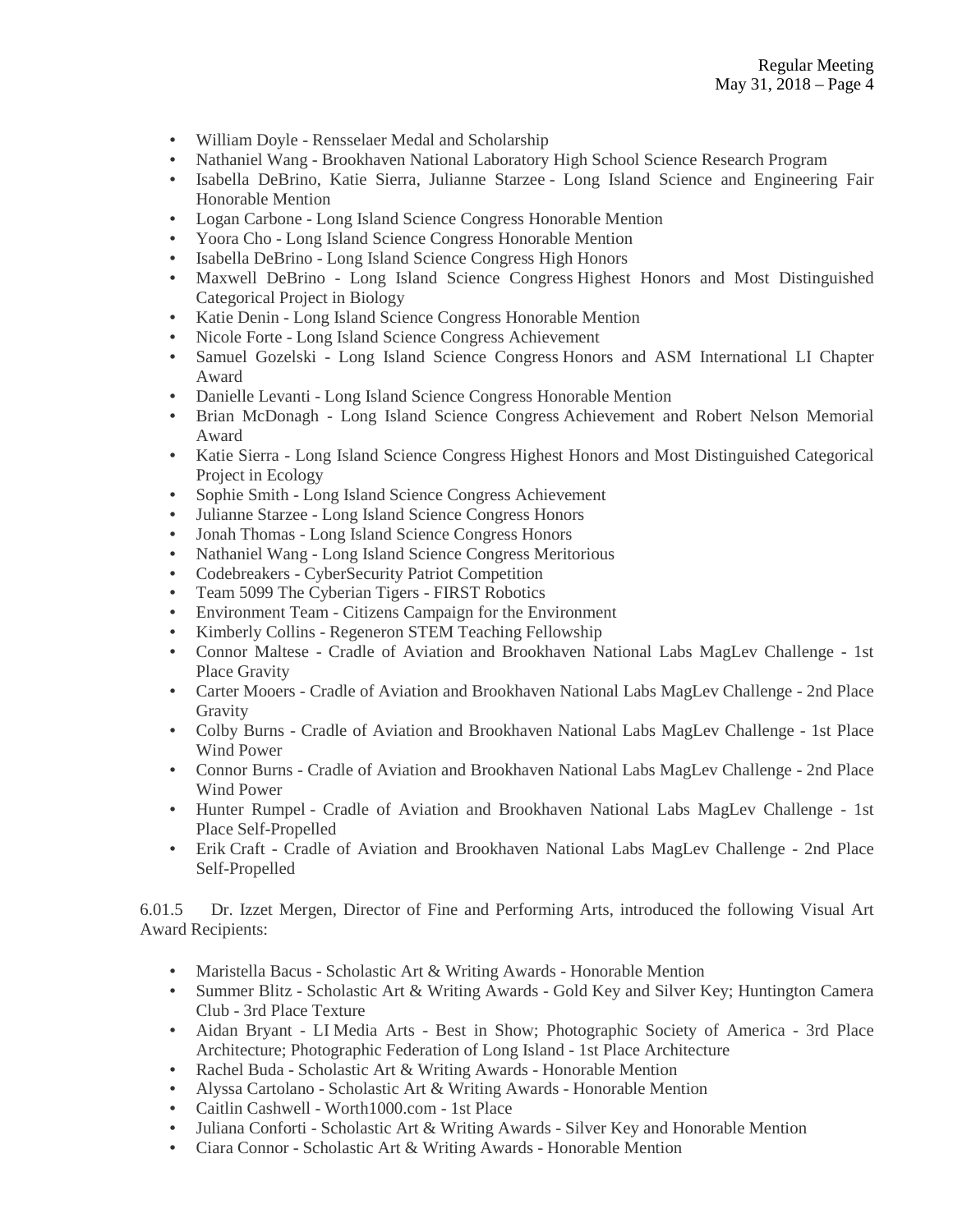- William Doyle - Rensselaer Medal and Scholarship
- Nathaniel Wang - Brookhaven National Laboratory High School Science Research Program
- Isabella DeBrino, Katie Sierra, Julianne Starzee - Long Island Science and Engineering Fair Honorable Mention
- Logan Carbone - Long Island Science Congress Honorable Mention
- Yoora Cho - Long Island Science Congress Honorable Mention
- Isabella DeBrino - Long Island Science Congress High Honors
- Maxwell DeBrino - Long Island Science Congress Highest Honors and Most Distinguished Categorical Project in Biology
- Katie Denin - Long Island Science Congress Honorable Mention
- Nicole Forte - Long Island Science Congress Achievement
- Samuel Gozelski - Long Island Science Congress Honors and ASM International LI Chapter Award
- Danielle Levanti - Long Island Science Congress Honorable Mention
- Brian McDonagh - Long Island Science Congress Achievement and Robert Nelson Memorial Award
- Katie Sierra - Long Island Science Congress Highest Honors and Most Distinguished Categorical Project in Ecology
- Sophie Smith - Long Island Science Congress Achievement
- Julianne Starzee - Long Island Science Congress Honors
- Jonah Thomas - Long Island Science Congress Honors
- Nathaniel Wang - Long Island Science Congress Meritorious
- Codebreakers - CyberSecurity Patriot Competition
- Team 5099 The Cyberian Tigers - FIRST Robotics
- Environment Team - Citizens Campaign for the Environment
- Kimberly Collins - Regeneron STEM Teaching Fellowship
- Connor Maltese - Cradle of Aviation and Brookhaven National Labs MagLev Challenge - 1st Place Gravity
- Carter Mooers - Cradle of Aviation and Brookhaven National Labs MagLev Challenge - 2nd Place Gravity
- Colby Burns - Cradle of Aviation and Brookhaven National Labs MagLev Challenge - 1st Place Wind Power
- Connor Burns - Cradle of Aviation and Brookhaven National Labs MagLev Challenge - 2nd Place Wind Power
- Hunter Rumpel - Cradle of Aviation and Brookhaven National Labs MagLev Challenge - 1st Place Self-Propelled
- Erik Craft - Cradle of Aviation and Brookhaven National Labs MagLev Challenge - 2nd Place Self-Propelled

6.01.5 Dr. Izzet Mergen, Director of Fine and Performing Arts, introduced the following Visual Art Award Recipients:

- Maristella Bacus - Scholastic Art & Writing Awards - Honorable Mention
- Summer Blitz - Scholastic Art & Writing Awards - Gold Key and Silver Key; Huntington Camera Club - 3rd Place Texture
- Aidan Bryant - LI Media Arts - Best in Show; Photographic Society of America - 3rd Place Architecture; Photographic Federation of Long Island - 1st Place Architecture
- Rachel Buda - Scholastic Art & Writing Awards - Honorable Mention
- Alyssa Cartolano - Scholastic Art & Writing Awards - Honorable Mention
- Caitlin Cashwell - Worth1000.com - 1st Place
- Juliana Conforti - Scholastic Art & Writing Awards - Silver Key and Honorable Mention
- Ciara Connor - Scholastic Art & Writing Awards - Honorable Mention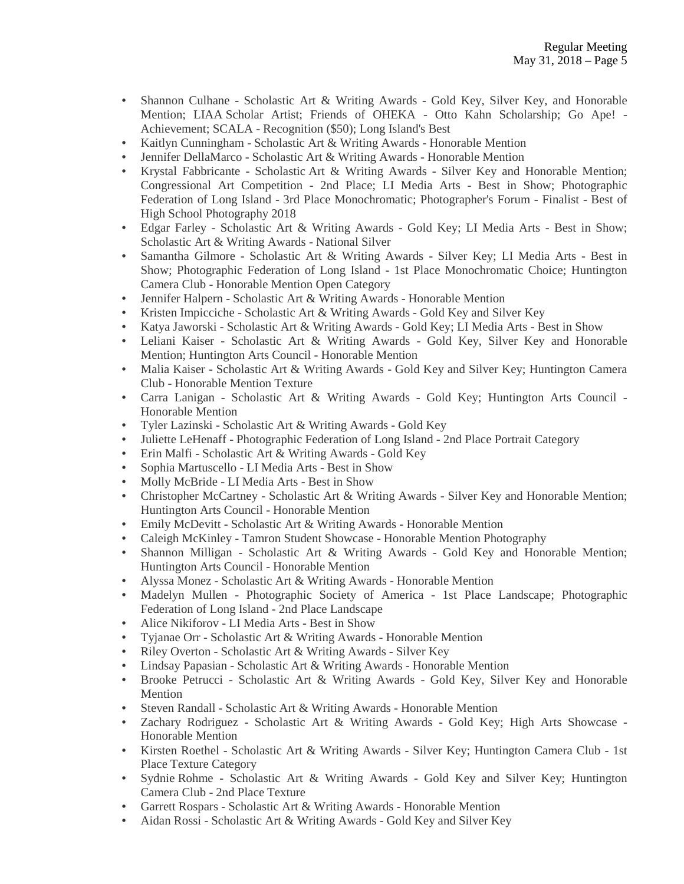- Shannon Culhane - Scholastic Art & Writing Awards - Gold Key, Silver Key, and Honorable Mention; LIAA Scholar Artist; Friends of OHEKA - Otto Kahn Scholarship; Go Ape! - Achievement; SCALA - Recognition ($50); Long Island's Best
- Kaitlyn Cunningham - Scholastic Art & Writing Awards - Honorable Mention
- Jennifer DellaMarco - Scholastic Art & Writing Awards - Honorable Mention
- Krystal Fabbricante - Scholastic Art & Writing Awards - Silver Key and Honorable Mention; Congressional Art Competition - 2nd Place; LI Media Arts - Best in Show; Photographic Federation of Long Island - 3rd Place Monochromatic; Photographer's Forum - Finalist - Best of High School Photography 2018
- Edgar Farley - Scholastic Art & Writing Awards - Gold Key; LI Media Arts - Best in Show; Scholastic Art & Writing Awards - National Silver
- Samantha Gilmore - Scholastic Art & Writing Awards - Silver Key; LI Media Arts - Best in Show; Photographic Federation of Long Island - 1st Place Monochromatic Choice; Huntington Camera Club - Honorable Mention Open Category
- Jennifer Halpern - Scholastic Art & Writing Awards - Honorable Mention
- Kristen Impicciche - Scholastic Art & Writing Awards - Gold Key and Silver Key
- Katya Jaworski - Scholastic Art & Writing Awards - Gold Key; LI Media Arts - Best in Show
- Leliani Kaiser - Scholastic Art & Writing Awards - Gold Key, Silver Key and Honorable Mention; Huntington Arts Council - Honorable Mention
- Malia Kaiser - Scholastic Art & Writing Awards - Gold Key and Silver Key; Huntington Camera Club - Honorable Mention Texture
- Carra Lanigan - Scholastic Art & Writing Awards - Gold Key; Huntington Arts Council - Honorable Mention
- Tyler Lazinski - Scholastic Art & Writing Awards - Gold Key
- Juliette LeHenaff - Photographic Federation of Long Island - 2nd Place Portrait Category
- Erin Malfi - Scholastic Art & Writing Awards - Gold Key
- Sophia Martuscello - LI Media Arts - Best in Show
- Molly McBride - LI Media Arts - Best in Show
- Christopher McCartney - Scholastic Art & Writing Awards - Silver Key and Honorable Mention; Huntington Arts Council - Honorable Mention
- Emily McDevitt - Scholastic Art & Writing Awards - Honorable Mention
- Caleigh McKinley - Tamron Student Showcase - Honorable Mention Photography
- Shannon Milligan - Scholastic Art & Writing Awards - Gold Key and Honorable Mention; Huntington Arts Council - Honorable Mention
- Alyssa Monez - Scholastic Art & Writing Awards - Honorable Mention
- Madelyn Mullen - Photographic Society of America - 1st Place Landscape; Photographic Federation of Long Island - 2nd Place Landscape
- Alice Nikiforov - LI Media Arts - Best in Show
- Tyjanae Orr - Scholastic Art & Writing Awards - Honorable Mention
- Riley Overton - Scholastic Art & Writing Awards - Silver Key
- Lindsay Papasian - Scholastic Art & Writing Awards - Honorable Mention
- Brooke Petrucci - Scholastic Art & Writing Awards - Gold Key, Silver Key and Honorable Mention
- Steven Randall - Scholastic Art & Writing Awards - Honorable Mention
- Zachary Rodriguez - Scholastic Art & Writing Awards - Gold Key; High Arts Showcase - Honorable Mention
- Kirsten Roethel - Scholastic Art & Writing Awards - Silver Key; Huntington Camera Club - 1st Place Texture Category
- Sydnie Rohme - Scholastic Art & Writing Awards - Gold Key and Silver Key; Huntington Camera Club - 2nd Place Texture
- Garrett Rospars - Scholastic Art & Writing Awards - Honorable Mention
- Aidan Rossi - Scholastic Art & Writing Awards - Gold Key and Silver Key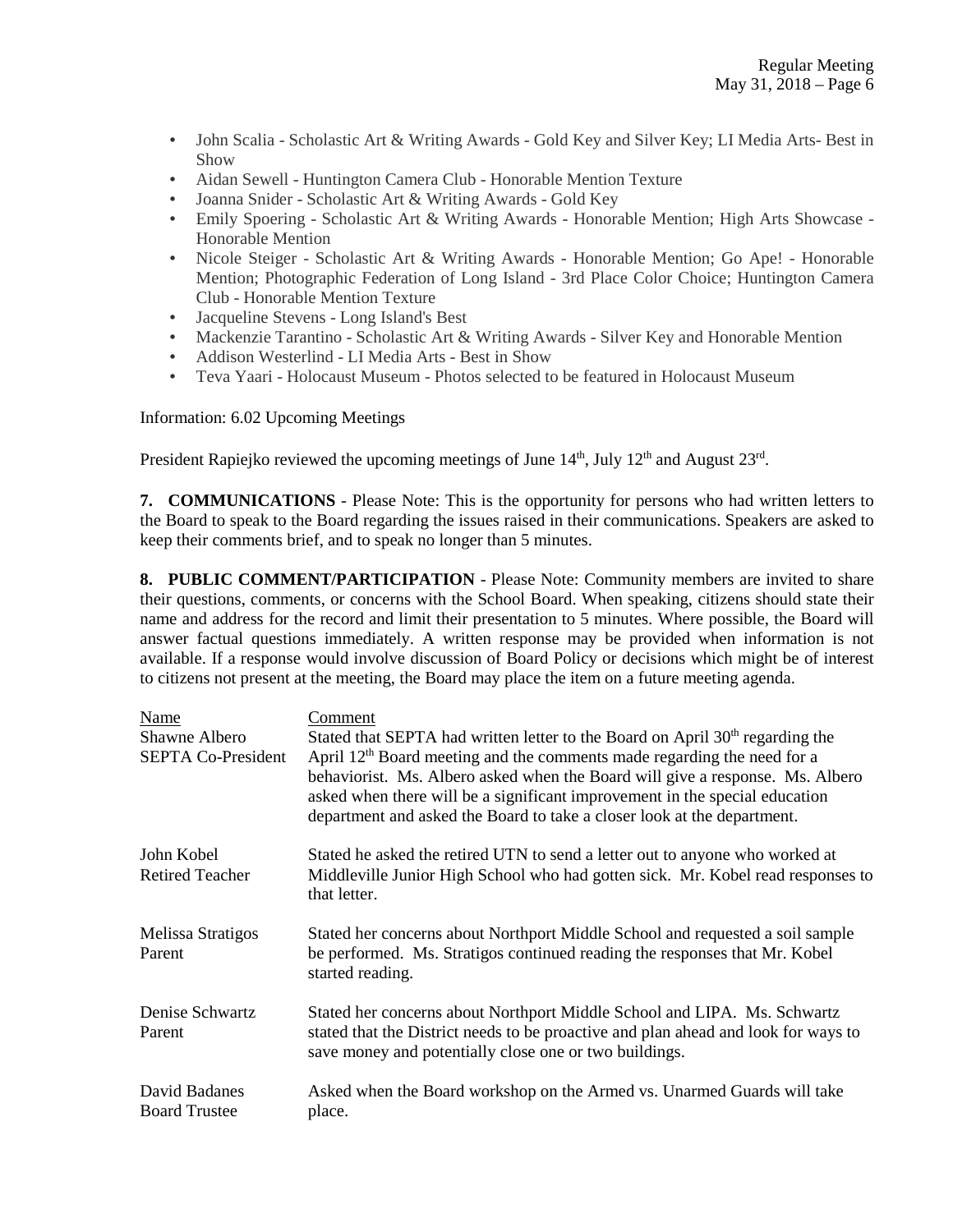- John Scalia - Scholastic Art & Writing Awards - Gold Key and Silver Key; LI Media Arts- Best in Show
- Aidan Sewell - Huntington Camera Club - Honorable Mention Texture
- Joanna Snider - Scholastic Art & Writing Awards - Gold Key
- Emily Spoering - Scholastic Art & Writing Awards - Honorable Mention; High Arts Showcase - Honorable Mention
- Nicole Steiger - Scholastic Art & Writing Awards - Honorable Mention; Go Ape! - Honorable Mention; Photographic Federation of Long Island - 3rd Place Color Choice; Huntington Camera Club - Honorable Mention Texture
- Jacqueline Stevens - Long Island's Best
- Mackenzie Tarantino - Scholastic Art & Writing Awards - Silver Key and Honorable Mention
- Addison Westerlind - LI Media Arts - Best in Show
- Teva Yaari - Holocaust Museum - Photos selected to be featured in Holocaust Museum

Information: 6.02 Upcoming Meetings

President Rapiejko reviewed the upcoming meetings of June 14th, July 12th and August 23rd.

**7. COMMUNICATIONS** - Please Note: This is the opportunity for persons who had written letters to the Board to speak to the Board regarding the issues raised in their communications. Speakers are asked to keep their comments brief, and to speak no longer than 5 minutes.

**8. PUBLIC COMMENT/PARTICIPATION** - Please Note: Community members are invited to share their questions, comments, or concerns with the School Board. When speaking, citizens should state their name and address for the record and limit their presentation to 5 minutes. Where possible, the Board will answer factual questions immediately. A written response may be provided when information is not available. If a response would involve discussion of Board Policy or decisions which might be of interest to citizens not present at the meeting, the Board may place the item on a future meeting agenda.

| Name | Comment |
|---|---|
| Shawne Albero<br>SEPTA Co-President | Stated that SEPTA had written letter to the Board on April 30th regarding the April 12th Board meeting and the comments made regarding the need for a behaviorist. Ms. Albero asked when the Board will give a response. Ms. Albero asked when there will be a significant improvement in the special education department and asked the Board to take a closer look at the department. |
| John Kobel<br>Retired Teacher | Stated he asked the retired UTN to send a letter out to anyone who worked at Middleville Junior High School who had gotten sick. Mr. Kobel read responses to that letter. |
| Melissa Stratigos<br>Parent | Stated her concerns about Northport Middle School and requested a soil sample be performed. Ms. Stratigos continued reading the responses that Mr. Kobel started reading. |
| Denise Schwartz<br>Parent | Stated her concerns about Northport Middle School and LIPA. Ms. Schwartz stated that the District needs to be proactive and plan ahead and look for ways to save money and potentially close one or two buildings. |
| David Badanes<br>Board Trustee | Asked when the Board workshop on the Armed vs. Unarmed Guards will take place. |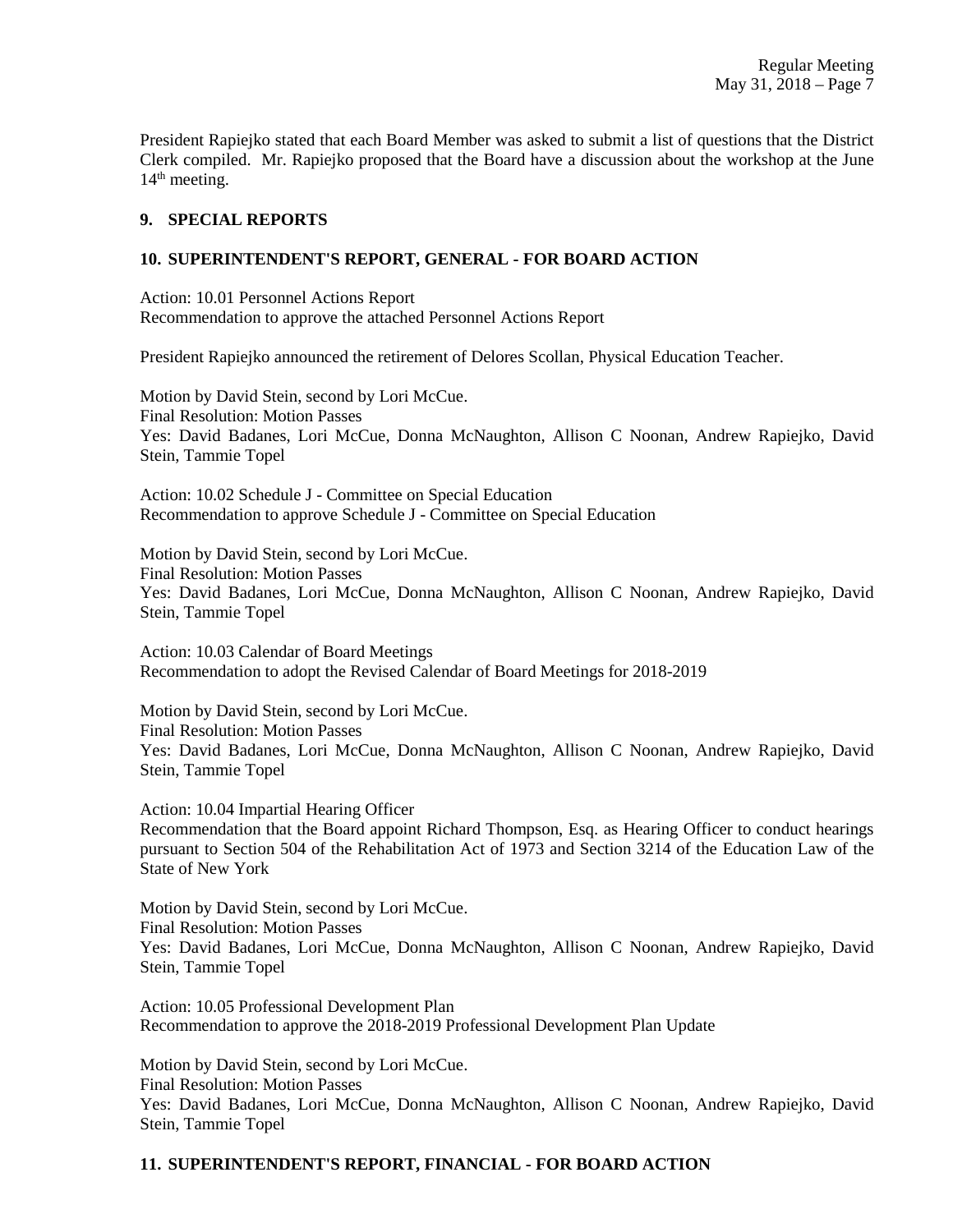President Rapiejko stated that each Board Member was asked to submit a list of questions that the District Clerk compiled. Mr. Rapiejko proposed that the Board have a discussion about the workshop at the June 14th meeting.

## 9. SPECIAL REPORTS

## 10. SUPERINTENDENT'S REPORT, GENERAL - FOR BOARD ACTION

Action: 10.01 Personnel Actions Report
Recommendation to approve the attached Personnel Actions Report

President Rapiejko announced the retirement of Delores Scollan, Physical Education Teacher.

Motion by David Stein, second by Lori McCue.
Final Resolution: Motion Passes
Yes: David Badanes, Lori McCue, Donna McNaughton, Allison C Noonan, Andrew Rapiejko, David Stein, Tammie Topel

Action: 10.02 Schedule J - Committee on Special Education
Recommendation to approve Schedule J - Committee on Special Education

Motion by David Stein, second by Lori McCue.
Final Resolution: Motion Passes
Yes: David Badanes, Lori McCue, Donna McNaughton, Allison C Noonan, Andrew Rapiejko, David Stein, Tammie Topel

Action: 10.03 Calendar of Board Meetings
Recommendation to adopt the Revised Calendar of Board Meetings for 2018-2019

Motion by David Stein, second by Lori McCue.
Final Resolution: Motion Passes
Yes: David Badanes, Lori McCue, Donna McNaughton, Allison C Noonan, Andrew Rapiejko, David Stein, Tammie Topel

Action: 10.04 Impartial Hearing Officer
Recommendation that the Board appoint Richard Thompson, Esq. as Hearing Officer to conduct hearings pursuant to Section 504 of the Rehabilitation Act of 1973 and Section 3214 of the Education Law of the State of New York

Motion by David Stein, second by Lori McCue.
Final Resolution: Motion Passes
Yes: David Badanes, Lori McCue, Donna McNaughton, Allison C Noonan, Andrew Rapiejko, David Stein, Tammie Topel

Action: 10.05 Professional Development Plan
Recommendation to approve the 2018-2019 Professional Development Plan Update

Motion by David Stein, second by Lori McCue.
Final Resolution: Motion Passes
Yes: David Badanes, Lori McCue, Donna McNaughton, Allison C Noonan, Andrew Rapiejko, David Stein, Tammie Topel

## 11. SUPERINTENDENT'S REPORT, FINANCIAL - FOR BOARD ACTION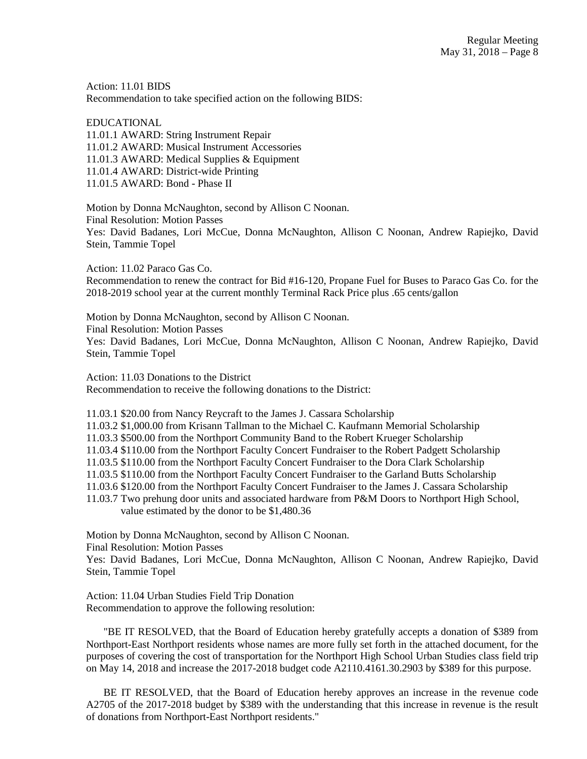Action: 11.01 BIDS
Recommendation to take specified action on the following BIDS:

EDUCATIONAL
11.01.1 AWARD: String Instrument Repair
11.01.2 AWARD: Musical Instrument Accessories
11.01.3 AWARD: Medical Supplies & Equipment
11.01.4 AWARD: District-wide Printing
11.01.5 AWARD: Bond - Phase II

Motion by Donna McNaughton, second by Allison C Noonan.
Final Resolution: Motion Passes
Yes: David Badanes, Lori McCue, Donna McNaughton, Allison C Noonan, Andrew Rapiejko, David Stein, Tammie Topel

Action: 11.02 Paraco Gas Co.
Recommendation to renew the contract for Bid #16-120, Propane Fuel for Buses to Paraco Gas Co. for the 2018-2019 school year at the current monthly Terminal Rack Price plus .65 cents/gallon

Motion by Donna McNaughton, second by Allison C Noonan.
Final Resolution: Motion Passes
Yes: David Badanes, Lori McCue, Donna McNaughton, Allison C Noonan, Andrew Rapiejko, David Stein, Tammie Topel

Action: 11.03 Donations to the District
Recommendation to receive the following donations to the District:

11.03.1 $20.00 from Nancy Reycraft to the James J. Cassara Scholarship
11.03.2 $1,000.00 from Krisann Tallman to the Michael C. Kaufmann Memorial Scholarship
11.03.3 $500.00 from the Northport Community Band to the Robert Krueger Scholarship
11.03.4 $110.00 from the Northport Faculty Concert Fundraiser to the Robert Padgett Scholarship
11.03.5 $110.00 from the Northport Faculty Concert Fundraiser to the Dora Clark Scholarship
11.03.5 $110.00 from the Northport Faculty Concert Fundraiser to the Garland Butts Scholarship
11.03.6 $120.00 from the Northport Faculty Concert Fundraiser to the James J. Cassara Scholarship
11.03.7 Two prehung door units and associated hardware from P&M Doors to Northport High School, value estimated by the donor to be $1,480.36

Motion by Donna McNaughton, second by Allison C Noonan.
Final Resolution: Motion Passes
Yes: David Badanes, Lori McCue, Donna McNaughton, Allison C Noonan, Andrew Rapiejko, David Stein, Tammie Topel

Action: 11.04 Urban Studies Field Trip Donation
Recommendation to approve the following resolution:

"BE IT RESOLVED, that the Board of Education hereby gratefully accepts a donation of $389 from Northport-East Northport residents whose names are more fully set forth in the attached document, for the purposes of covering the cost of transportation for the Northport High School Urban Studies class field trip on May 14, 2018 and increase the 2017-2018 budget code A2110.4161.30.2903 by $389 for this purpose.

BE IT RESOLVED, that the Board of Education hereby approves an increase in the revenue code A2705 of the 2017-2018 budget by $389 with the understanding that this increase in revenue is the result of donations from Northport-East Northport residents."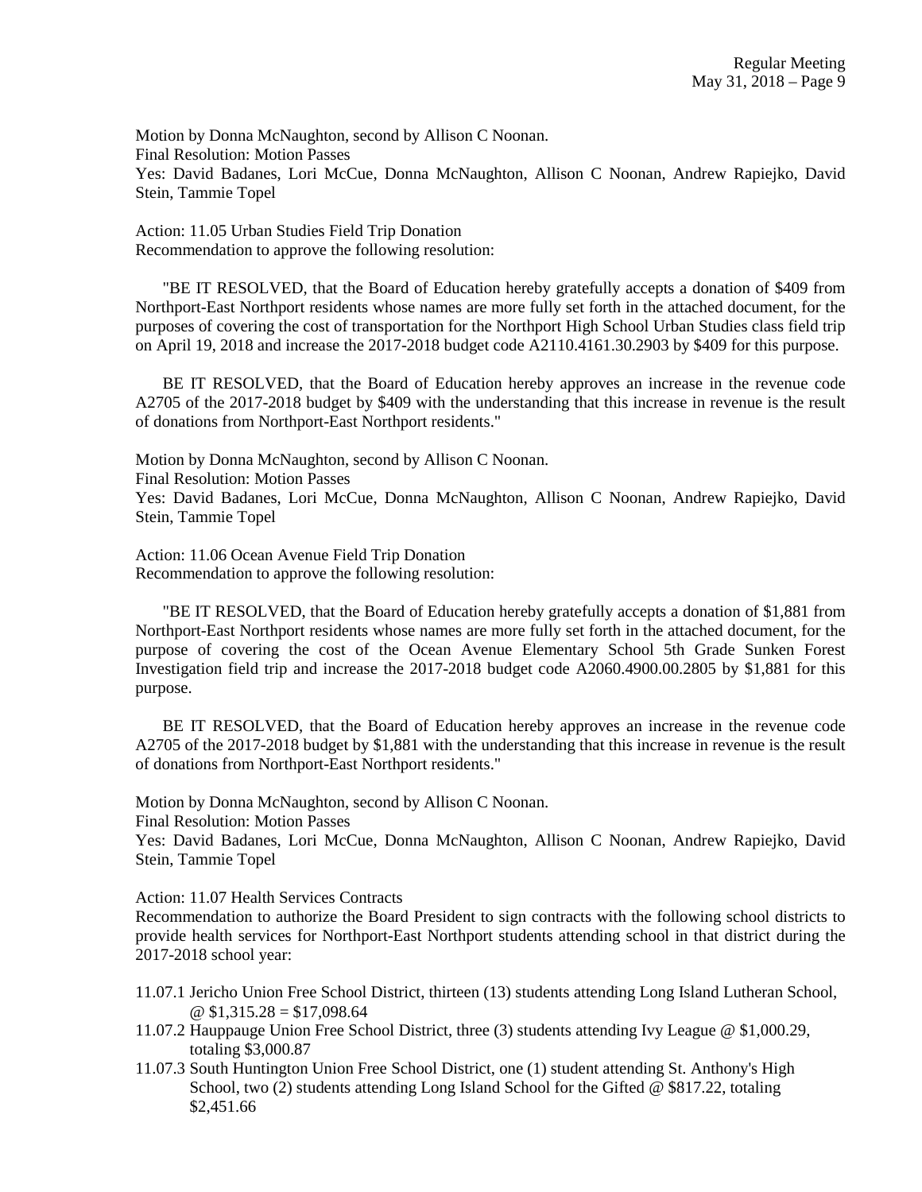Motion by Donna McNaughton, second by Allison C Noonan.
Final Resolution: Motion Passes
Yes: David Badanes, Lori McCue, Donna McNaughton, Allison C Noonan, Andrew Rapiejko, David Stein, Tammie Topel

Action: 11.05 Urban Studies Field Trip Donation
Recommendation to approve the following resolution:

"BE IT RESOLVED, that the Board of Education hereby gratefully accepts a donation of $409 from Northport-East Northport residents whose names are more fully set forth in the attached document, for the purposes of covering the cost of transportation for the Northport High School Urban Studies class field trip on April 19, 2018 and increase the 2017-2018 budget code A2110.4161.30.2903 by $409 for this purpose.

BE IT RESOLVED, that the Board of Education hereby approves an increase in the revenue code A2705 of the 2017-2018 budget by $409 with the understanding that this increase in revenue is the result of donations from Northport-East Northport residents."

Motion by Donna McNaughton, second by Allison C Noonan.
Final Resolution: Motion Passes
Yes: David Badanes, Lori McCue, Donna McNaughton, Allison C Noonan, Andrew Rapiejko, David Stein, Tammie Topel

Action: 11.06 Ocean Avenue Field Trip Donation
Recommendation to approve the following resolution:

"BE IT RESOLVED, that the Board of Education hereby gratefully accepts a donation of $1,881 from Northport-East Northport residents whose names are more fully set forth in the attached document, for the purpose of covering the cost of the Ocean Avenue Elementary School 5th Grade Sunken Forest Investigation field trip and increase the 2017-2018 budget code A2060.4900.00.2805 by $1,881 for this purpose.

BE IT RESOLVED, that the Board of Education hereby approves an increase in the revenue code A2705 of the 2017-2018 budget by $1,881 with the understanding that this increase in revenue is the result of donations from Northport-East Northport residents."

Motion by Donna McNaughton, second by Allison C Noonan.
Final Resolution: Motion Passes
Yes: David Badanes, Lori McCue, Donna McNaughton, Allison C Noonan, Andrew Rapiejko, David Stein, Tammie Topel

Action: 11.07 Health Services Contracts
Recommendation to authorize the Board President to sign contracts with the following school districts to provide health services for Northport-East Northport students attending school in that district during the 2017-2018 school year:

11.07.1 Jericho Union Free School District, thirteen (13) students attending Long Island Lutheran School, @ $1,315.28 = $17,098.64
11.07.2 Hauppauge Union Free School District, three (3) students attending Ivy League @ $1,000.29, totaling $3,000.87
11.07.3 South Huntington Union Free School District, one (1) student attending St. Anthony's High School, two (2) students attending Long Island School for the Gifted @ $817.22, totaling $2,451.66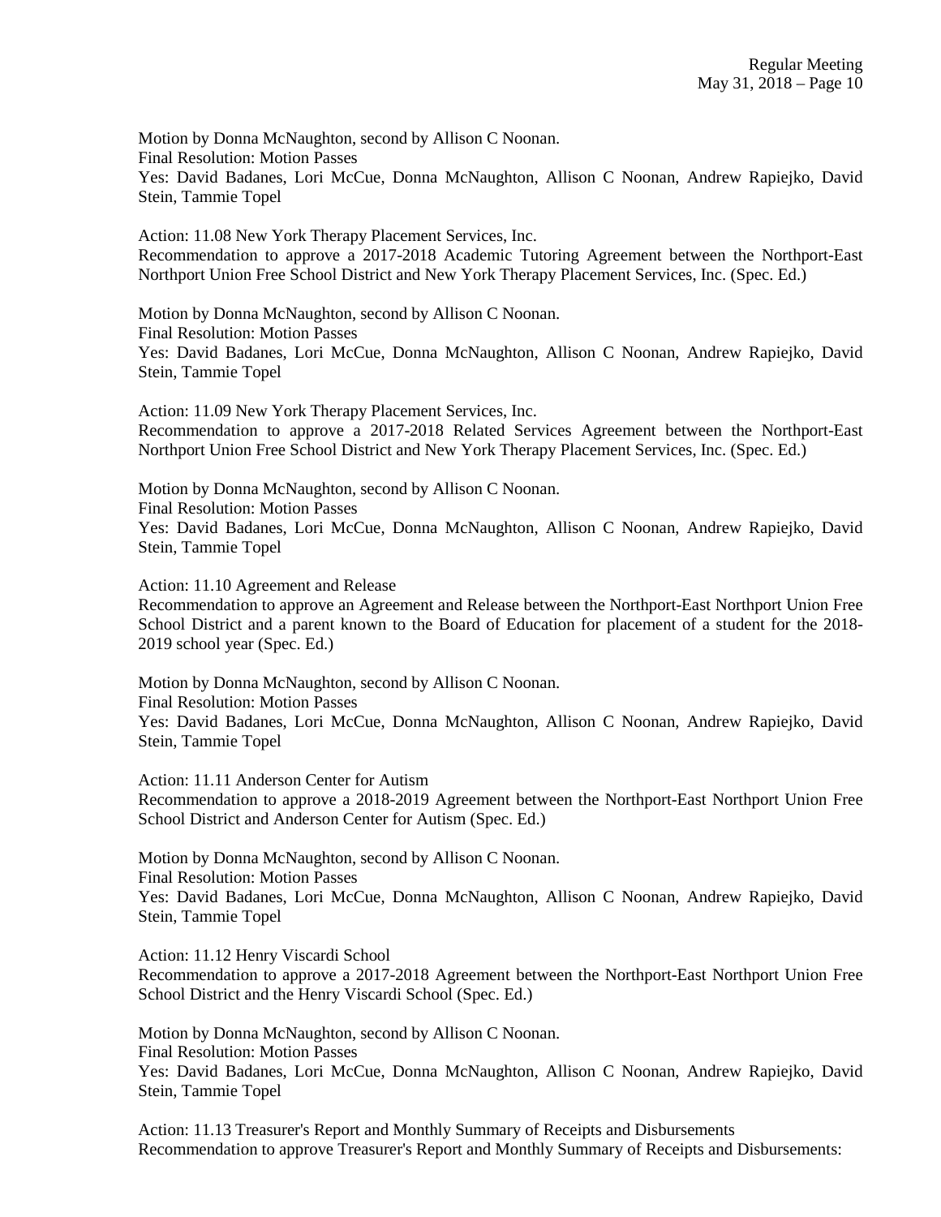Motion by Donna McNaughton, second by Allison C Noonan.
Final Resolution: Motion Passes
Yes: David Badanes, Lori McCue, Donna McNaughton, Allison C Noonan, Andrew Rapiejko, David Stein, Tammie Topel

Action: 11.08 New York Therapy Placement Services, Inc.
Recommendation to approve a 2017-2018 Academic Tutoring Agreement between the Northport-East Northport Union Free School District and New York Therapy Placement Services, Inc. (Spec. Ed.)

Motion by Donna McNaughton, second by Allison C Noonan.
Final Resolution: Motion Passes
Yes: David Badanes, Lori McCue, Donna McNaughton, Allison C Noonan, Andrew Rapiejko, David Stein, Tammie Topel

Action: 11.09 New York Therapy Placement Services, Inc.
Recommendation to approve a 2017-2018 Related Services Agreement between the Northport-East Northport Union Free School District and New York Therapy Placement Services, Inc. (Spec. Ed.)

Motion by Donna McNaughton, second by Allison C Noonan.
Final Resolution: Motion Passes
Yes: David Badanes, Lori McCue, Donna McNaughton, Allison C Noonan, Andrew Rapiejko, David Stein, Tammie Topel

Action: 11.10 Agreement and Release
Recommendation to approve an Agreement and Release between the Northport-East Northport Union Free School District and a parent known to the Board of Education for placement of a student for the 2018-2019 school year (Spec. Ed.)

Motion by Donna McNaughton, second by Allison C Noonan.
Final Resolution: Motion Passes
Yes: David Badanes, Lori McCue, Donna McNaughton, Allison C Noonan, Andrew Rapiejko, David Stein, Tammie Topel

Action: 11.11 Anderson Center for Autism
Recommendation to approve a 2018-2019 Agreement between the Northport-East Northport Union Free School District and Anderson Center for Autism (Spec. Ed.)

Motion by Donna McNaughton, second by Allison C Noonan.
Final Resolution: Motion Passes
Yes: David Badanes, Lori McCue, Donna McNaughton, Allison C Noonan, Andrew Rapiejko, David Stein, Tammie Topel

Action: 11.12 Henry Viscardi School
Recommendation to approve a 2017-2018 Agreement between the Northport-East Northport Union Free School District and the Henry Viscardi School (Spec. Ed.)

Motion by Donna McNaughton, second by Allison C Noonan.
Final Resolution: Motion Passes
Yes: David Badanes, Lori McCue, Donna McNaughton, Allison C Noonan, Andrew Rapiejko, David Stein, Tammie Topel

Action: 11.13 Treasurer's Report and Monthly Summary of Receipts and Disbursements
Recommendation to approve Treasurer's Report and Monthly Summary of Receipts and Disbursements: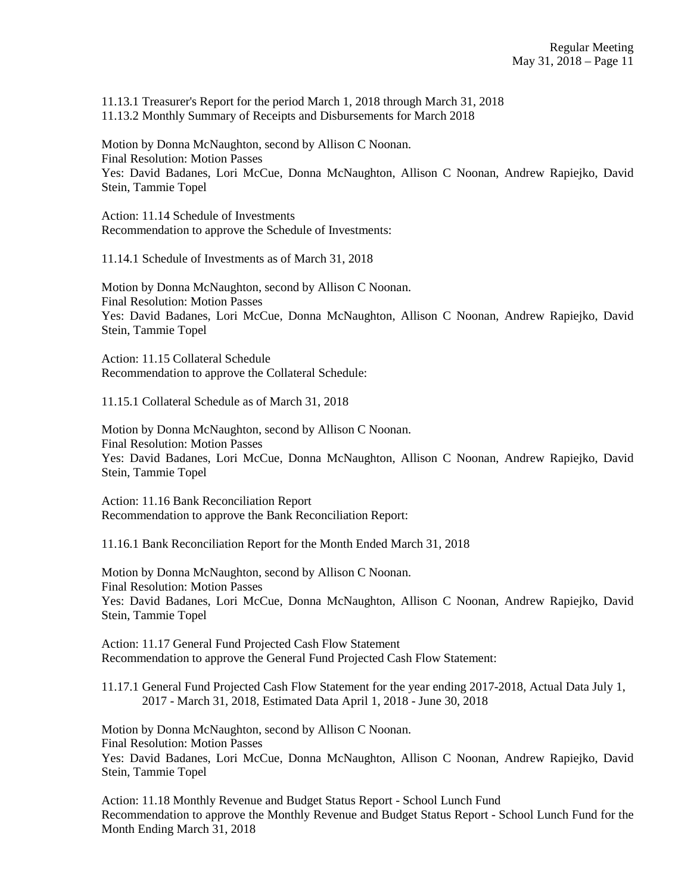11.13.1 Treasurer's Report for the period March 1, 2018 through March 31, 2018
11.13.2 Monthly Summary of Receipts and Disbursements for March 2018

Motion by Donna McNaughton, second by Allison C Noonan.
Final Resolution: Motion Passes
Yes: David Badanes, Lori McCue, Donna McNaughton, Allison C Noonan, Andrew Rapiejko, David Stein, Tammie Topel

Action: 11.14 Schedule of Investments
Recommendation to approve the Schedule of Investments:

11.14.1 Schedule of Investments as of March 31, 2018

Motion by Donna McNaughton, second by Allison C Noonan.
Final Resolution: Motion Passes
Yes: David Badanes, Lori McCue, Donna McNaughton, Allison C Noonan, Andrew Rapiejko, David Stein, Tammie Topel

Action: 11.15 Collateral Schedule
Recommendation to approve the Collateral Schedule:

11.15.1 Collateral Schedule as of March 31, 2018

Motion by Donna McNaughton, second by Allison C Noonan.
Final Resolution: Motion Passes
Yes: David Badanes, Lori McCue, Donna McNaughton, Allison C Noonan, Andrew Rapiejko, David Stein, Tammie Topel

Action: 11.16 Bank Reconciliation Report
Recommendation to approve the Bank Reconciliation Report:

11.16.1 Bank Reconciliation Report for the Month Ended March 31, 2018

Motion by Donna McNaughton, second by Allison C Noonan.
Final Resolution: Motion Passes
Yes: David Badanes, Lori McCue, Donna McNaughton, Allison C Noonan, Andrew Rapiejko, David Stein, Tammie Topel

Action: 11.17 General Fund Projected Cash Flow Statement
Recommendation to approve the General Fund Projected Cash Flow Statement:

11.17.1 General Fund Projected Cash Flow Statement for the year ending 2017-2018, Actual Data July 1, 2017 - March 31, 2018, Estimated Data April 1, 2018 - June 30, 2018

Motion by Donna McNaughton, second by Allison C Noonan.
Final Resolution: Motion Passes
Yes: David Badanes, Lori McCue, Donna McNaughton, Allison C Noonan, Andrew Rapiejko, David Stein, Tammie Topel

Action: 11.18 Monthly Revenue and Budget Status Report - School Lunch Fund
Recommendation to approve the Monthly Revenue and Budget Status Report - School Lunch Fund for the Month Ending March 31, 2018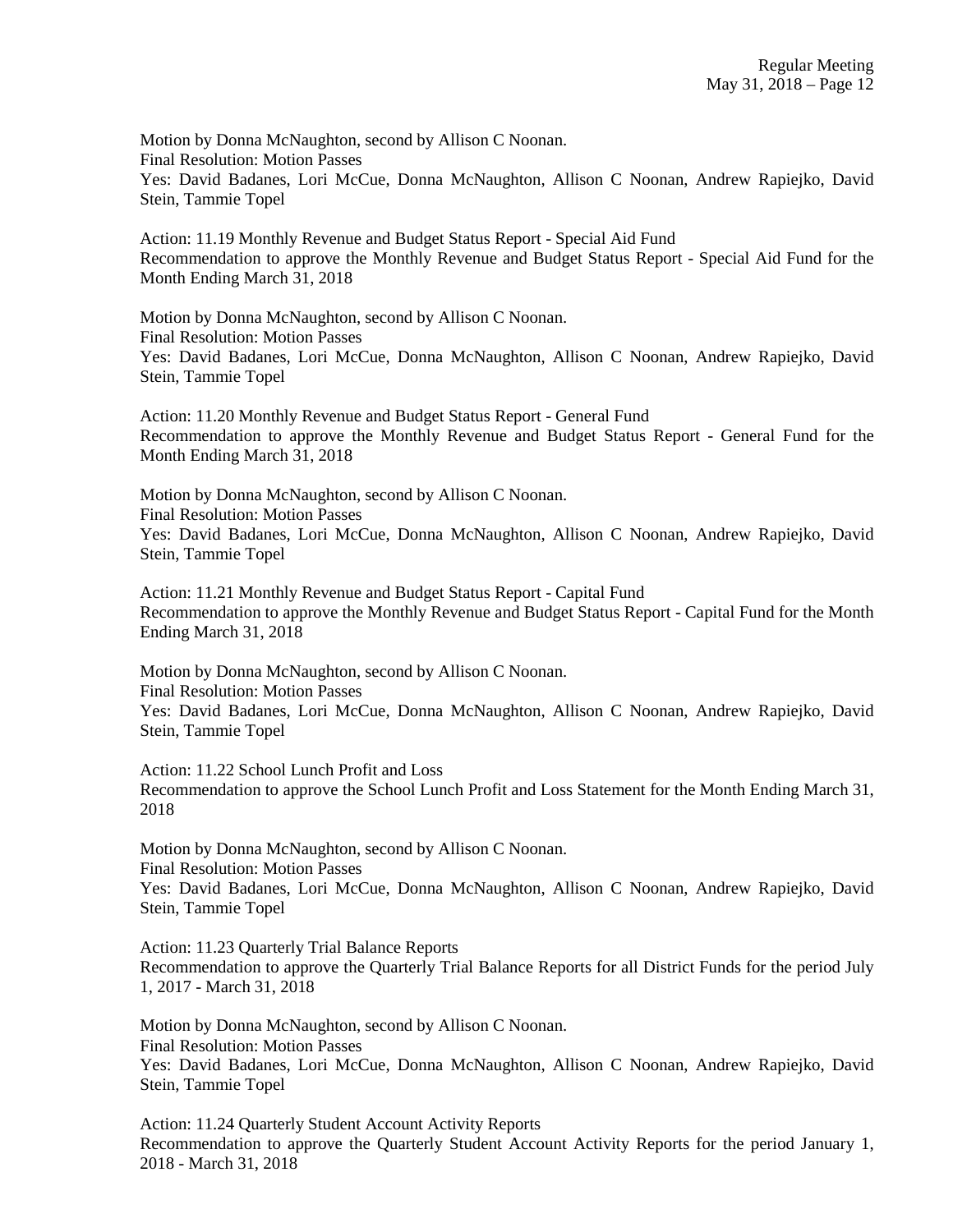Motion by Donna McNaughton, second by Allison C Noonan.
Final Resolution: Motion Passes
Yes: David Badanes, Lori McCue, Donna McNaughton, Allison C Noonan, Andrew Rapiejko, David Stein, Tammie Topel

Action: 11.19 Monthly Revenue and Budget Status Report - Special Aid Fund
Recommendation to approve the Monthly Revenue and Budget Status Report - Special Aid Fund for the Month Ending March 31, 2018

Motion by Donna McNaughton, second by Allison C Noonan.
Final Resolution: Motion Passes
Yes: David Badanes, Lori McCue, Donna McNaughton, Allison C Noonan, Andrew Rapiejko, David Stein, Tammie Topel

Action: 11.20 Monthly Revenue and Budget Status Report - General Fund
Recommendation to approve the Monthly Revenue and Budget Status Report - General Fund for the Month Ending March 31, 2018

Motion by Donna McNaughton, second by Allison C Noonan.
Final Resolution: Motion Passes
Yes: David Badanes, Lori McCue, Donna McNaughton, Allison C Noonan, Andrew Rapiejko, David Stein, Tammie Topel

Action: 11.21 Monthly Revenue and Budget Status Report - Capital Fund
Recommendation to approve the Monthly Revenue and Budget Status Report - Capital Fund for the Month Ending March 31, 2018

Motion by Donna McNaughton, second by Allison C Noonan.
Final Resolution: Motion Passes
Yes: David Badanes, Lori McCue, Donna McNaughton, Allison C Noonan, Andrew Rapiejko, David Stein, Tammie Topel

Action: 11.22 School Lunch Profit and Loss
Recommendation to approve the School Lunch Profit and Loss Statement for the Month Ending March 31, 2018

Motion by Donna McNaughton, second by Allison C Noonan.
Final Resolution: Motion Passes
Yes: David Badanes, Lori McCue, Donna McNaughton, Allison C Noonan, Andrew Rapiejko, David Stein, Tammie Topel

Action: 11.23 Quarterly Trial Balance Reports
Recommendation to approve the Quarterly Trial Balance Reports for all District Funds for the period July 1, 2017 - March 31, 2018

Motion by Donna McNaughton, second by Allison C Noonan.
Final Resolution: Motion Passes
Yes: David Badanes, Lori McCue, Donna McNaughton, Allison C Noonan, Andrew Rapiejko, David Stein, Tammie Topel

Action: 11.24 Quarterly Student Account Activity Reports
Recommendation to approve the Quarterly Student Account Activity Reports for the period January 1, 2018 - March 31, 2018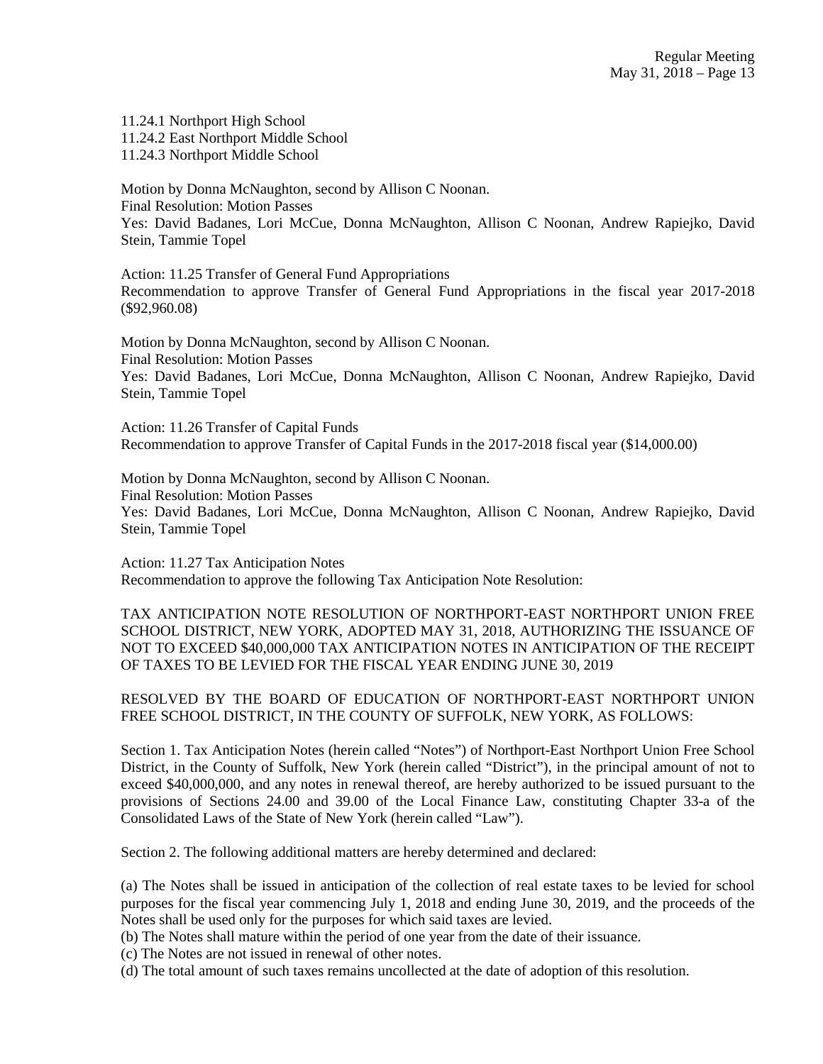11.24.1 Northport High School
11.24.2 East Northport Middle School
11.24.3 Northport Middle School

Motion by Donna McNaughton, second by Allison C Noonan.
Final Resolution: Motion Passes
Yes: David Badanes, Lori McCue, Donna McNaughton, Allison C Noonan, Andrew Rapiejko, David Stein, Tammie Topel

Action: 11.25 Transfer of General Fund Appropriations
Recommendation to approve Transfer of General Fund Appropriations in the fiscal year 2017-2018 ($92,960.08)

Motion by Donna McNaughton, second by Allison C Noonan.
Final Resolution: Motion Passes
Yes: David Badanes, Lori McCue, Donna McNaughton, Allison C Noonan, Andrew Rapiejko, David Stein, Tammie Topel

Action: 11.26 Transfer of Capital Funds
Recommendation to approve Transfer of Capital Funds in the 2017-2018 fiscal year ($14,000.00)

Motion by Donna McNaughton, second by Allison C Noonan.
Final Resolution: Motion Passes
Yes: David Badanes, Lori McCue, Donna McNaughton, Allison C Noonan, Andrew Rapiejko, David Stein, Tammie Topel

Action: 11.27 Tax Anticipation Notes
Recommendation to approve the following Tax Anticipation Note Resolution:

TAX ANTICIPATION NOTE RESOLUTION OF NORTHPORT-EAST NORTHPORT UNION FREE SCHOOL DISTRICT, NEW YORK, ADOPTED MAY 31, 2018, AUTHORIZING THE ISSUANCE OF NOT TO EXCEED $40,000,000 TAX ANTICIPATION NOTES IN ANTICIPATION OF THE RECEIPT OF TAXES TO BE LEVIED FOR THE FISCAL YEAR ENDING JUNE 30, 2019

RESOLVED BY THE BOARD OF EDUCATION OF NORTHPORT-EAST NORTHPORT UNION FREE SCHOOL DISTRICT, IN THE COUNTY OF SUFFOLK, NEW YORK, AS FOLLOWS:

Section 1. Tax Anticipation Notes (herein called "Notes") of Northport-East Northport Union Free School District, in the County of Suffolk, New York (herein called "District"), in the principal amount of not to exceed $40,000,000, and any notes in renewal thereof, are hereby authorized to be issued pursuant to the provisions of Sections 24.00 and 39.00 of the Local Finance Law, constituting Chapter 33-a of the Consolidated Laws of the State of New York (herein called "Law").

Section 2. The following additional matters are hereby determined and declared:

(a) The Notes shall be issued in anticipation of the collection of real estate taxes to be levied for school purposes for the fiscal year commencing July 1, 2018 and ending June 30, 2019, and the proceeds of the Notes shall be used only for the purposes for which said taxes are levied.
(b) The Notes shall mature within the period of one year from the date of their issuance.
(c) The Notes are not issued in renewal of other notes.
(d) The total amount of such taxes remains uncollected at the date of adoption of this resolution.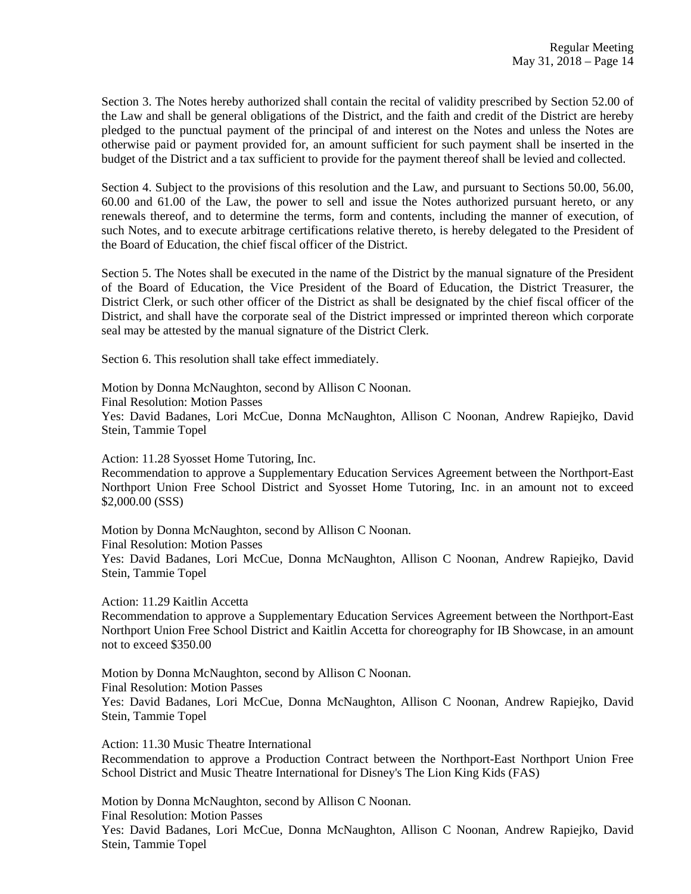Section 3. The Notes hereby authorized shall contain the recital of validity prescribed by Section 52.00 of the Law and shall be general obligations of the District, and the faith and credit of the District are hereby pledged to the punctual payment of the principal of and interest on the Notes and unless the Notes are otherwise paid or payment provided for, an amount sufficient for such payment shall be inserted in the budget of the District and a tax sufficient to provide for the payment thereof shall be levied and collected.

Section 4. Subject to the provisions of this resolution and the Law, and pursuant to Sections 50.00, 56.00, 60.00 and 61.00 of the Law, the power to sell and issue the Notes authorized pursuant hereto, or any renewals thereof, and to determine the terms, form and contents, including the manner of execution, of such Notes, and to execute arbitrage certifications relative thereto, is hereby delegated to the President of the Board of Education, the chief fiscal officer of the District.

Section 5. The Notes shall be executed in the name of the District by the manual signature of the President of the Board of Education, the Vice President of the Board of Education, the District Treasurer, the District Clerk, or such other officer of the District as shall be designated by the chief fiscal officer of the District, and shall have the corporate seal of the District impressed or imprinted thereon which corporate seal may be attested by the manual signature of the District Clerk.

Section 6. This resolution shall take effect immediately.

Motion by Donna McNaughton, second by Allison C Noonan.
Final Resolution: Motion Passes
Yes: David Badanes, Lori McCue, Donna McNaughton, Allison C Noonan, Andrew Rapiejko, David Stein, Tammie Topel

Action: 11.28 Syosset Home Tutoring, Inc.
Recommendation to approve a Supplementary Education Services Agreement between the Northport-East Northport Union Free School District and Syosset Home Tutoring, Inc. in an amount not to exceed $2,000.00 (SSS)

Motion by Donna McNaughton, second by Allison C Noonan.
Final Resolution: Motion Passes
Yes: David Badanes, Lori McCue, Donna McNaughton, Allison C Noonan, Andrew Rapiejko, David Stein, Tammie Topel

Action: 11.29 Kaitlin Accetta
Recommendation to approve a Supplementary Education Services Agreement between the Northport-East Northport Union Free School District and Kaitlin Accetta for choreography for IB Showcase, in an amount not to exceed $350.00

Motion by Donna McNaughton, second by Allison C Noonan.
Final Resolution: Motion Passes
Yes: David Badanes, Lori McCue, Donna McNaughton, Allison C Noonan, Andrew Rapiejko, David Stein, Tammie Topel

Action: 11.30 Music Theatre International
Recommendation to approve a Production Contract between the Northport-East Northport Union Free School District and Music Theatre International for Disney's The Lion King Kids (FAS)

Motion by Donna McNaughton, second by Allison C Noonan.
Final Resolution: Motion Passes
Yes: David Badanes, Lori McCue, Donna McNaughton, Allison C Noonan, Andrew Rapiejko, David Stein, Tammie Topel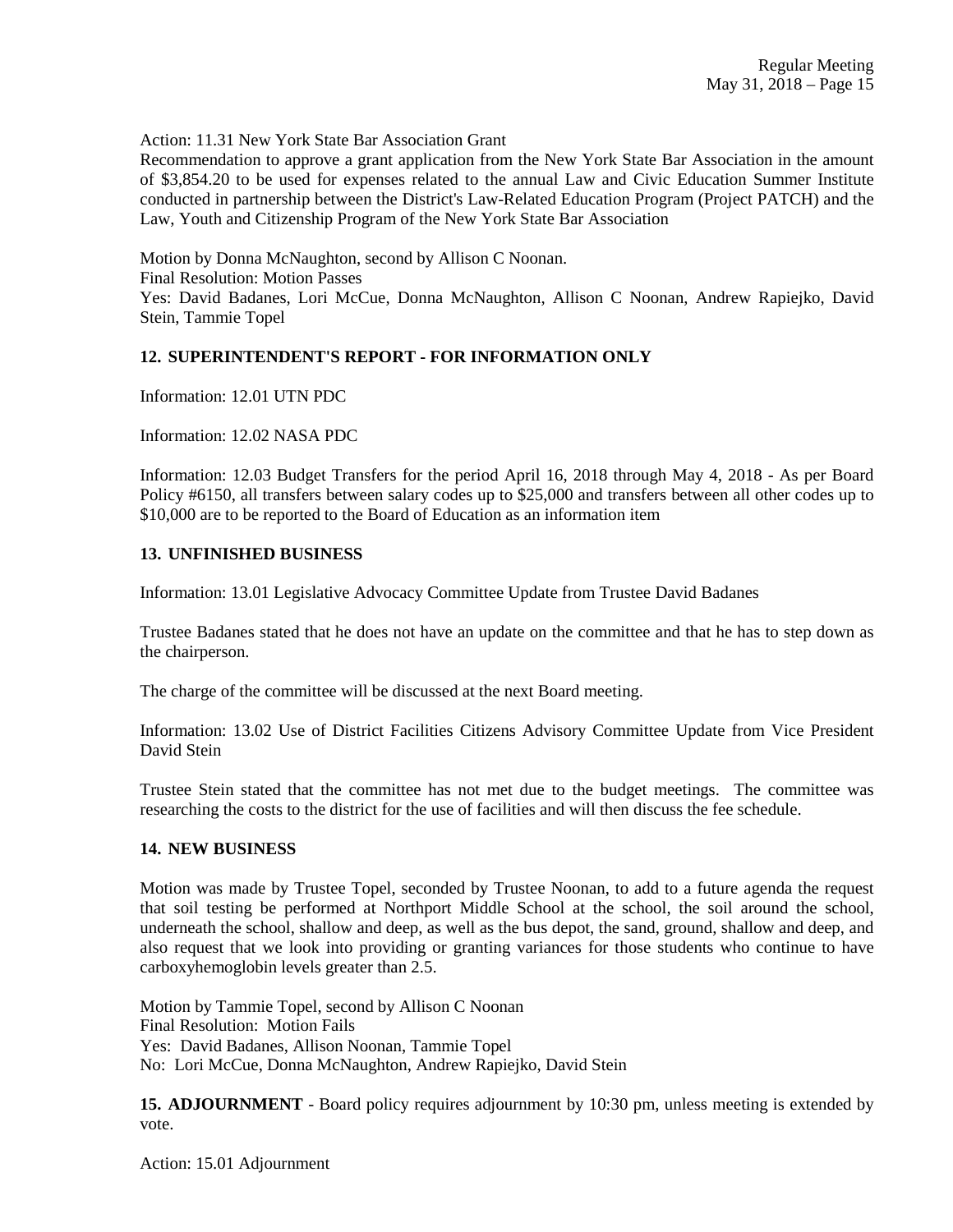Action: 11.31 New York State Bar Association Grant

Recommendation to approve a grant application from the New York State Bar Association in the amount of $3,854.20 to be used for expenses related to the annual Law and Civic Education Summer Institute conducted in partnership between the District's Law-Related Education Program (Project PATCH) and the Law, Youth and Citizenship Program of the New York State Bar Association

Motion by Donna McNaughton, second by Allison C Noonan.
Final Resolution: Motion Passes
Yes: David Badanes, Lori McCue, Donna McNaughton, Allison C Noonan, Andrew Rapiejko, David Stein, Tammie Topel

## 12. SUPERINTENDENT'S REPORT - FOR INFORMATION ONLY

Information: 12.01 UTN PDC

Information: 12.02 NASA PDC

Information: 12.03 Budget Transfers for the period April 16, 2018 through May 4, 2018 - As per Board Policy #6150, all transfers between salary codes up to $25,000 and transfers between all other codes up to $10,000 are to be reported to the Board of Education as an information item

## 13. UNFINISHED BUSINESS

Information: 13.01 Legislative Advocacy Committee Update from Trustee David Badanes

Trustee Badanes stated that he does not have an update on the committee and that he has to step down as the chairperson.

The charge of the committee will be discussed at the next Board meeting.

Information: 13.02 Use of District Facilities Citizens Advisory Committee Update from Vice President David Stein

Trustee Stein stated that the committee has not met due to the budget meetings. The committee was researching the costs to the district for the use of facilities and will then discuss the fee schedule.

## 14. NEW BUSINESS

Motion was made by Trustee Topel, seconded by Trustee Noonan, to add to a future agenda the request that soil testing be performed at Northport Middle School at the school, the soil around the school, underneath the school, shallow and deep, as well as the bus depot, the sand, ground, shallow and deep, and also request that we look into providing or granting variances for those students who continue to have carboxyhemoglobin levels greater than 2.5.

Motion by Tammie Topel, second by Allison C Noonan
Final Resolution: Motion Fails
Yes: David Badanes, Allison Noonan, Tammie Topel
No: Lori McCue, Donna McNaughton, Andrew Rapiejko, David Stein

**15. ADJOURNMENT** - Board policy requires adjournment by 10:30 pm, unless meeting is extended by vote.

Action: 15.01 Adjournment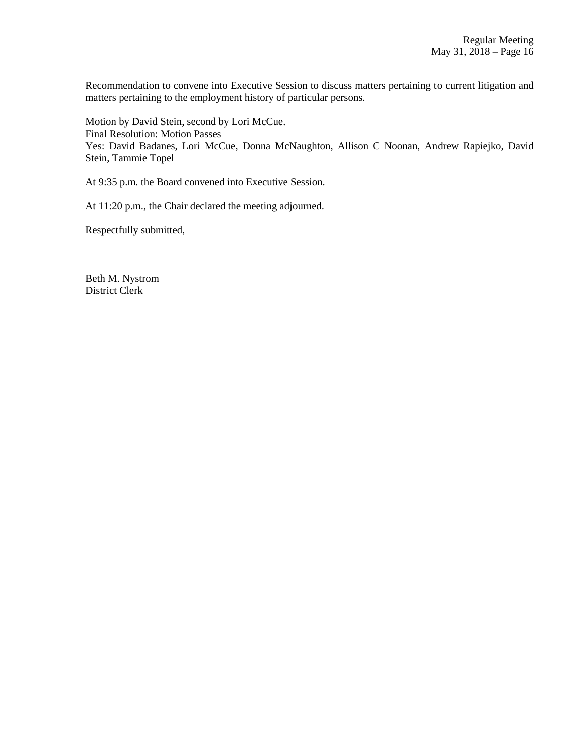Recommendation to convene into Executive Session to discuss matters pertaining to current litigation and matters pertaining to the employment history of particular persons.

Motion by David Stein, second by Lori McCue.
Final Resolution: Motion Passes
Yes: David Badanes, Lori McCue, Donna McNaughton, Allison C Noonan, Andrew Rapiejko, David Stein, Tammie Topel

At 9:35 p.m. the Board convened into Executive Session.

At 11:20 p.m., the Chair declared the meeting adjourned.

Respectfully submitted,

Beth M. Nystrom
District Clerk